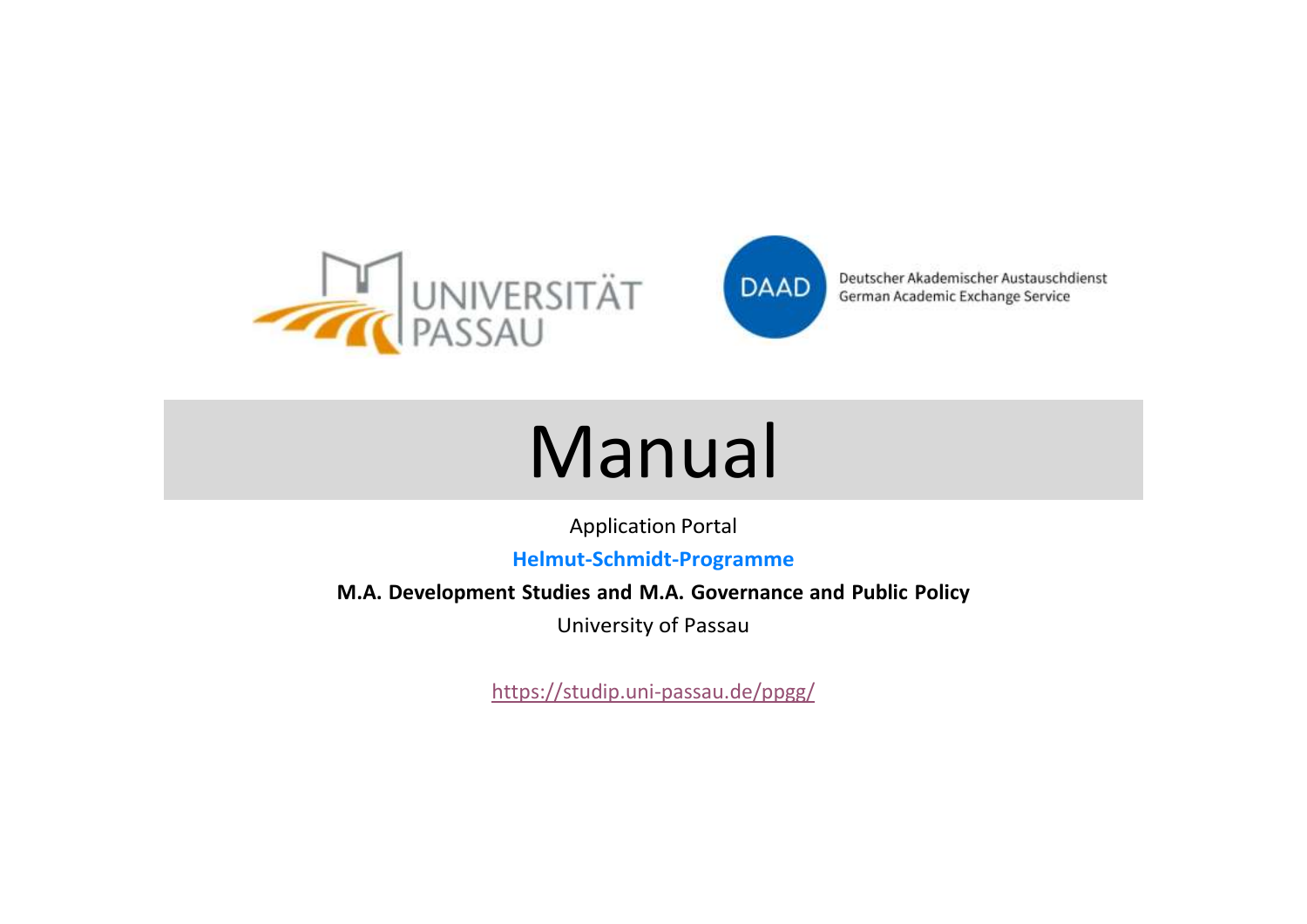UNIVERSITÄT PASSAU

DAAD

Deutscher Akademischer Austauschdienst
German Academic Exchange Service

# Manual

Application Portal

**Helmut-Schmidt-Programme**

**M.A. Development Studies and M.A. Governance and Public Policy**

University of Passau

https://studip.uni-passau.de/ppgg/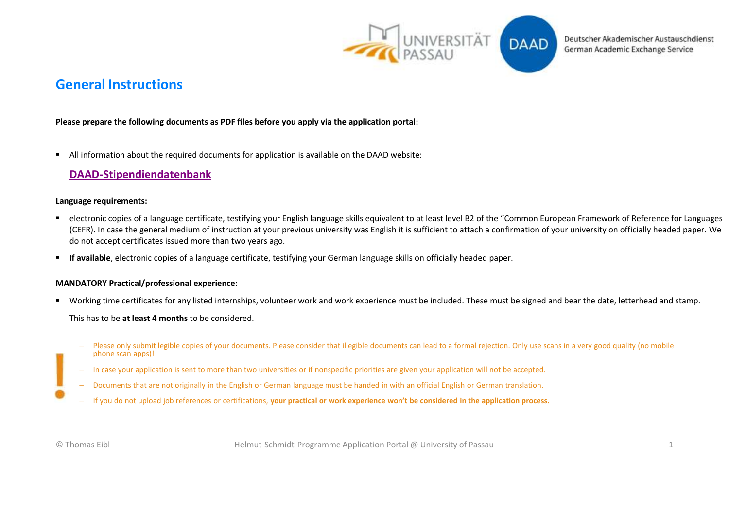## General Instructions

**Please prepare the following documents as PDF files before you apply via the application portal:**

- All information about the required documents for application is available on the DAAD website:

  **DAAD-Stipendiendatenbank**

**Language requirements:**

- electronic copies of a language certificate, testifying your English language skills equivalent to at least level B2 of the "Common European Framework of Reference for Languages (CEFR). In case the general medium of instruction at your previous university was English it is sufficient to attach a confirmation of your university on officially headed paper. We do not accept certificates issued more than two years ago.
- **If available**, electronic copies of a language certificate, testifying your German language skills on officially headed paper.

**MANDATORY Practical/professional experience:**

- Working time certificates for any listed internships, volunteer work and work experience must be included. These must be signed and bear the date, letterhead and stamp.

  This has to be **at least 4 months** to be considered.

!

- Please only submit legible copies of your documents. Please consider that illegible documents can lead to a formal rejection. Only use scans in a very good quality (no mobile phone scan apps)!
- In case your application is sent to more than two universities or if nonspecific priorities are given your application will not be accepted.
- Documents that are not originally in the English or German language must be handed in with an official English or German translation.
- If you do not upload job references or certifications, **your practical or work experience won't be considered in the application process.**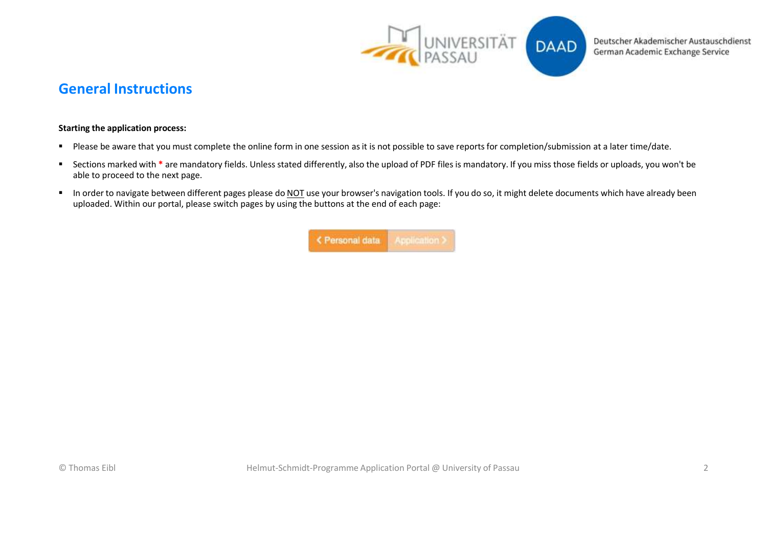## General Instructions

**Starting the application process:**

- Please be aware that you must complete the online form in one session as it is not possible to save reports for completion/submission at a later time/date.
- Sections marked with * are mandatory fields. Unless stated differently, also the upload of PDF files is mandatory. If you miss those fields or uploads, you won't be able to proceed to the next page.
- In order to navigate between different pages please do NOT use your browser's navigation tools. If you do so, it might delete documents which have already been uploaded. Within our portal, please switch pages by using the buttons at the end of each page:

‹ Personal data | Application ›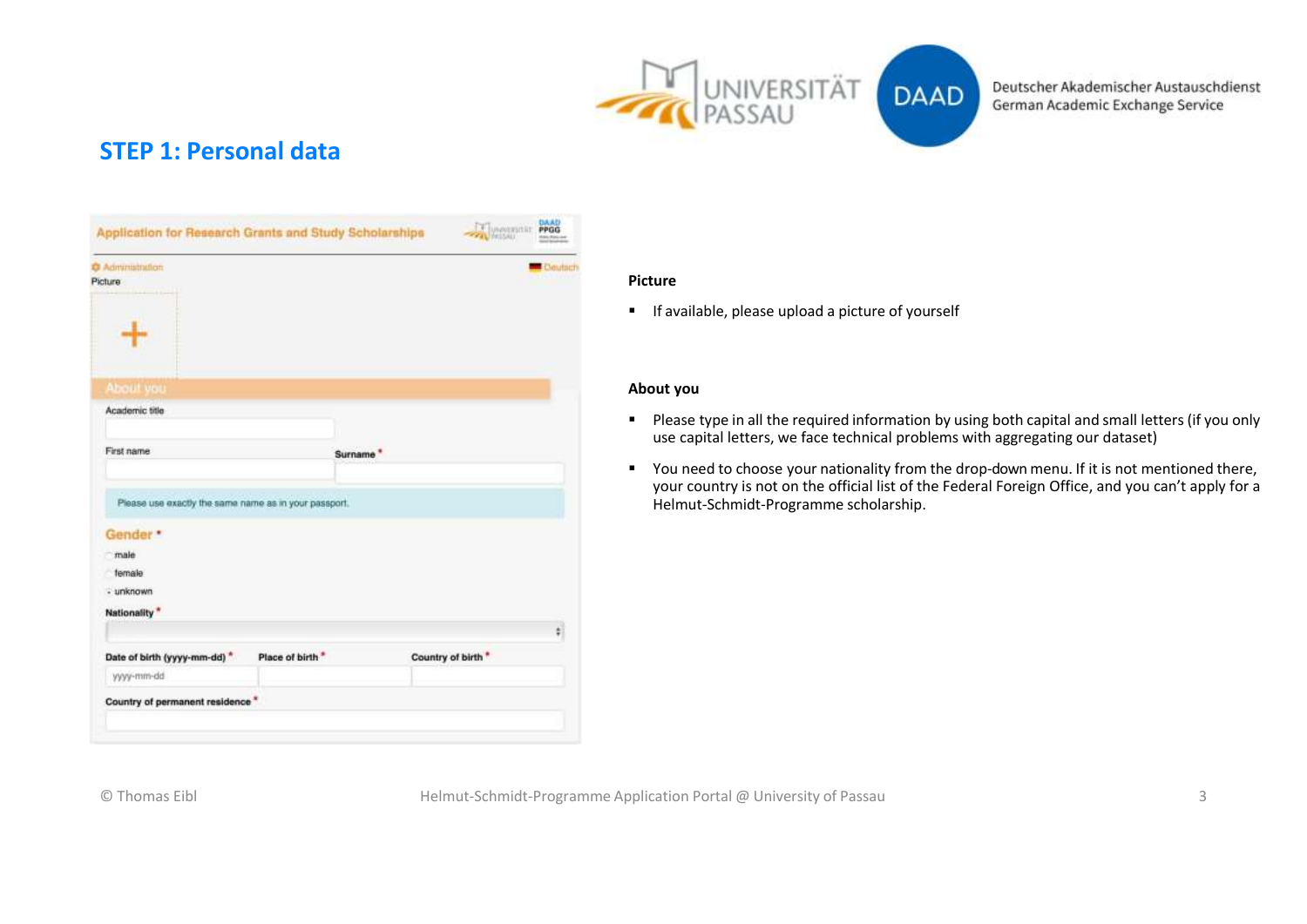## STEP 1: Personal data

Application for Research Grants and Study Scholarships

Administration

Deutsch

Picture

About you

Academic title

First name

Surname *

Please use exactly the same name as in your passport.

Gender *

- male
- female
- unknown

Nationality *

Date of birth (yyyy-mm-dd) *

yyyy-mm-dd

Place of birth *

Country of birth *

Country of permanent residence *

**Picture**

- If available, please upload a picture of yourself

**About you**

- Please type in all the required information by using both capital and small letters (if you only use capital letters, we face technical problems with aggregating our dataset)
- You need to choose your nationality from the drop-down menu. If it is not mentioned there, your country is not on the official list of the Federal Foreign Office, and you can't apply for a Helmut-Schmidt-Programme scholarship.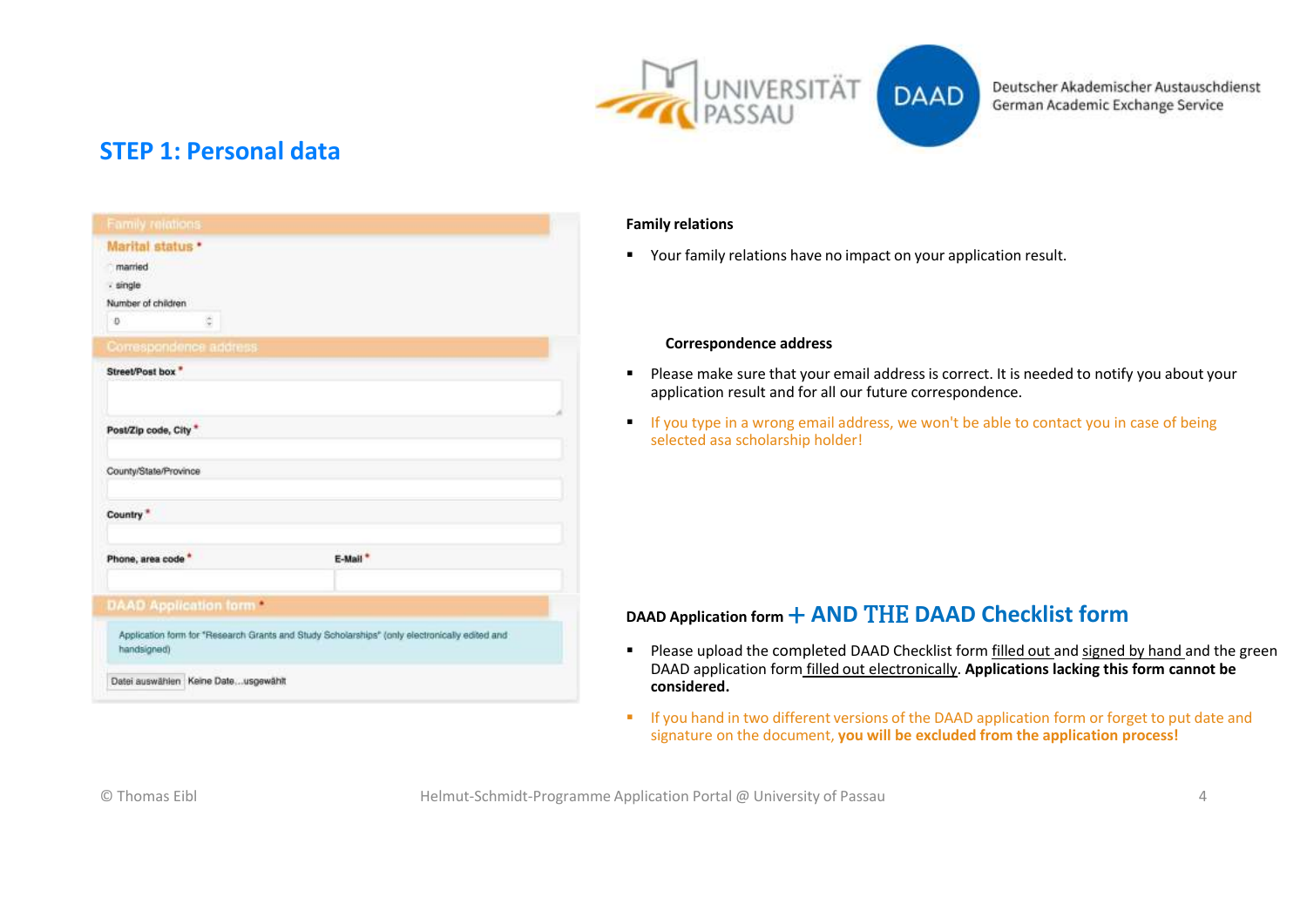## STEP 1: Personal data

Family relations

Marital status *

- married
- single

Number of children

0

Correspondence address

Street/Post box *

Post/Zip code, City *

County/State/Province

Country *

Phone, area code *

E-Mail *

DAAD Application form *

Application form for "Research Grants and Study Scholarships" (only electronically edited and handsigned)

Datei auswählen Keine Date...usgewählt

**Family relations**

- Your family relations have no impact on your application result.

**Correspondence address**

- Please make sure that your email address is correct. It is needed to notify you about your application result and for all our future correspondence.
- If you type in a wrong email address, we won't be able to contact you in case of being selected asa scholarship holder!

**DAAD Application form + AND THE DAAD Checklist form**

- Please upload the completed DAAD Checklist form filled out and signed by hand and the green DAAD application form filled out electronically. **Applications lacking this form cannot be considered.**
- If you hand in two different versions of the DAAD application form or forget to put date and signature on the document, **you will be excluded from the application process!**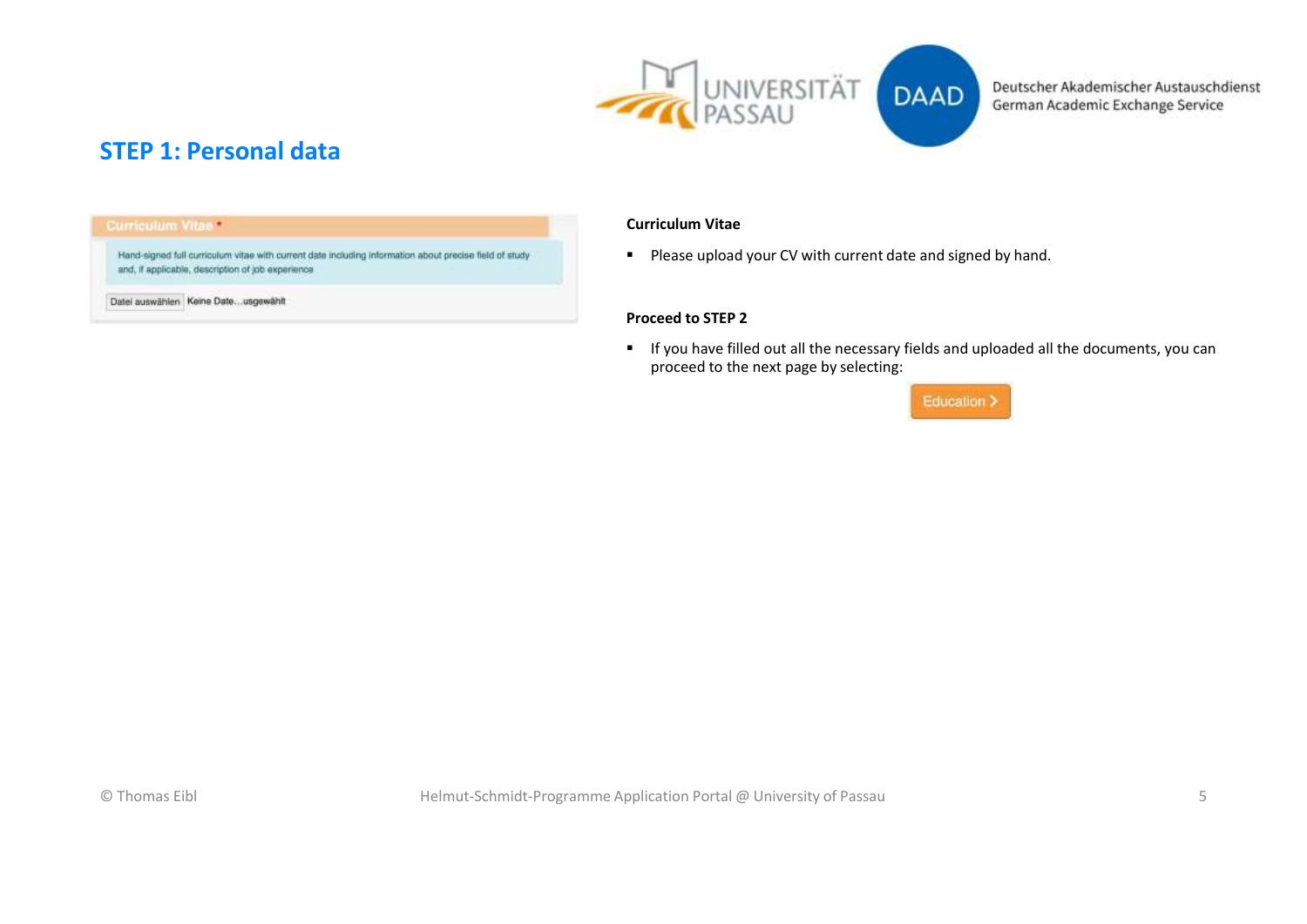## STEP 1: Personal data

**Curriculum Vitae** *

Hand-signed full curriculum vitae with current date including information about precise field of study and, if applicable, description of job experience

Datei auswählen Keine Date...usgewählt

**Curriculum Vitae**

- Please upload your CV with current date and signed by hand.

**Proceed to STEP 2**

- If you have filled out all the necessary fields and uploaded all the documents, you can proceed to the next page by selecting:

Education >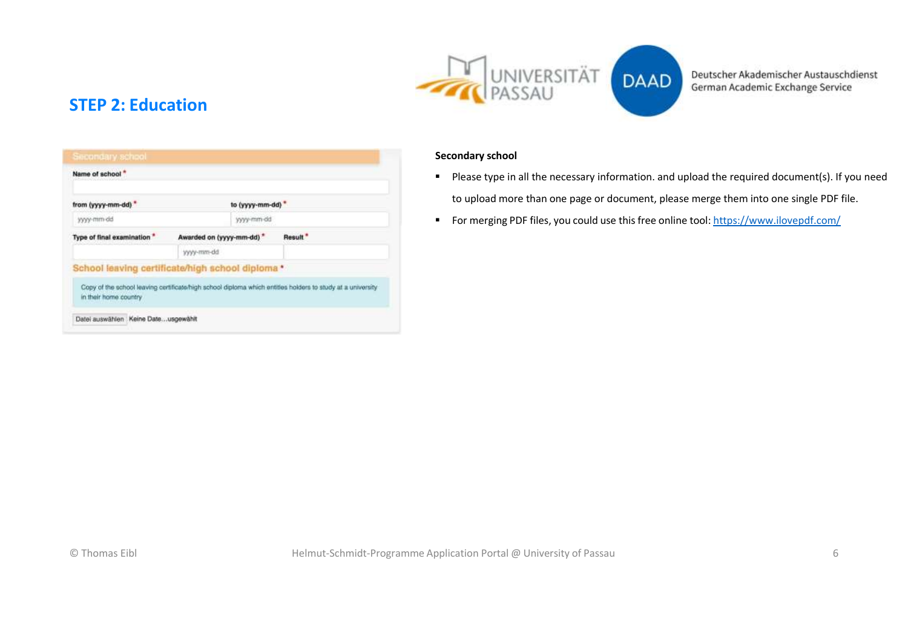## STEP 2: Education

Secondary school

Name of school *

from (yyyy-mm-dd) * | to (yyyy-mm-dd) *

Type of final examination * | Awarded on (yyyy-mm-dd) * | Result *

School leaving certificate/high school diploma *

Copy of the school leaving certificate/high school diploma which entitles holders to study at a university in their home country

Datei auswählen Keine Date…usgewählt

**Secondary school**

- Please type in all the necessary information. and upload the required document(s). If you need to upload more than one page or document, please merge them into one single PDF file.
- For merging PDF files, you could use this free online tool: https://www.ilovepdf.com/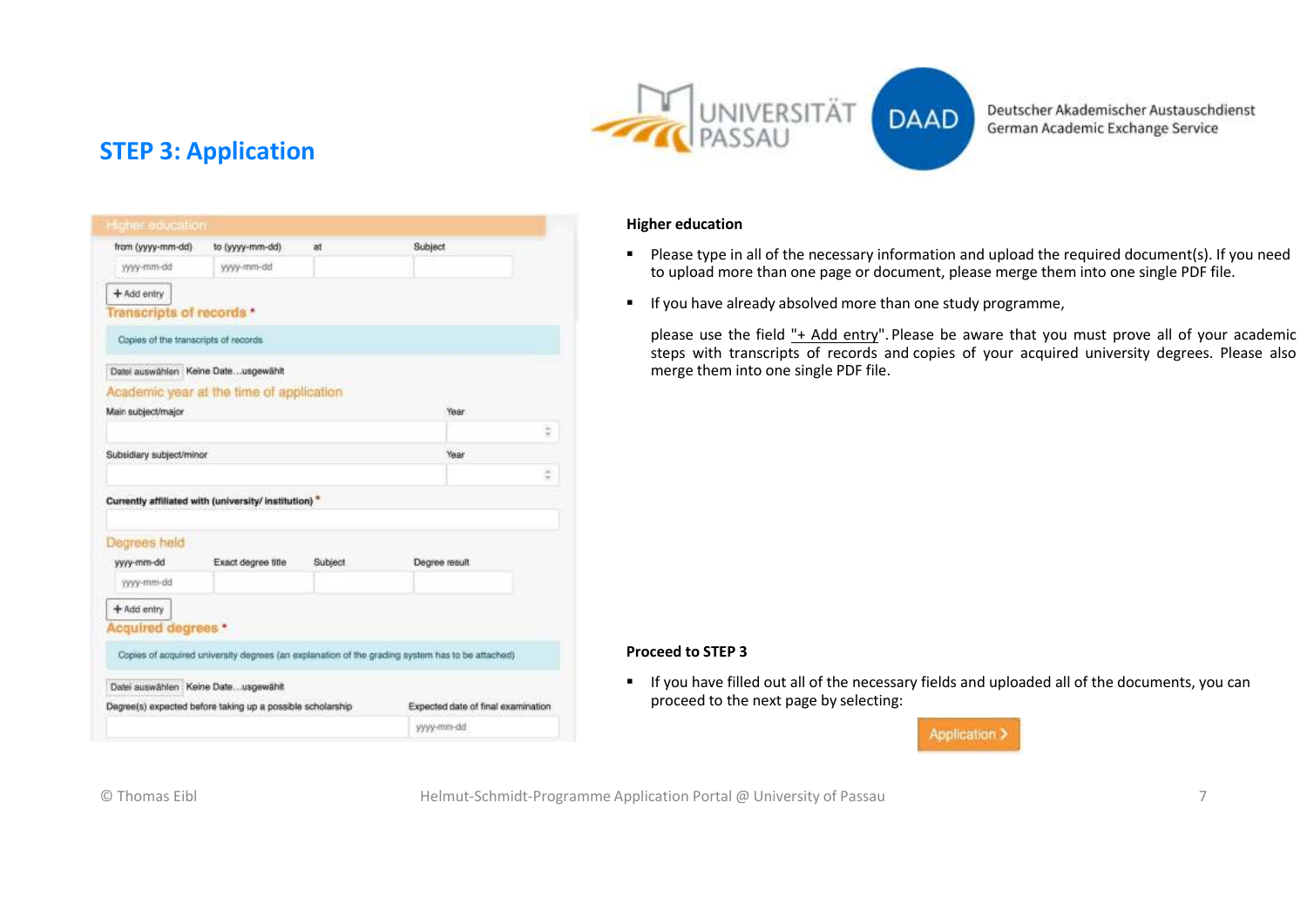## STEP 3: Application

**Higher education**

- Please type in all of the necessary information and upload the required document(s). If you need to upload more than one page or document, please merge them into one single PDF file.
- If you have already absolved more than one study programme,

  please use the field "+ Add entry". Please be aware that you must prove all of your academic steps with transcripts of records and copies of your acquired university degrees. Please also merge them into one single PDF file.

**Proceed to STEP 3**

- If you have filled out all of the necessary fields and uploaded all of the documents, you can proceed to the next page by selecting:

  Application >

© Thomas Eibl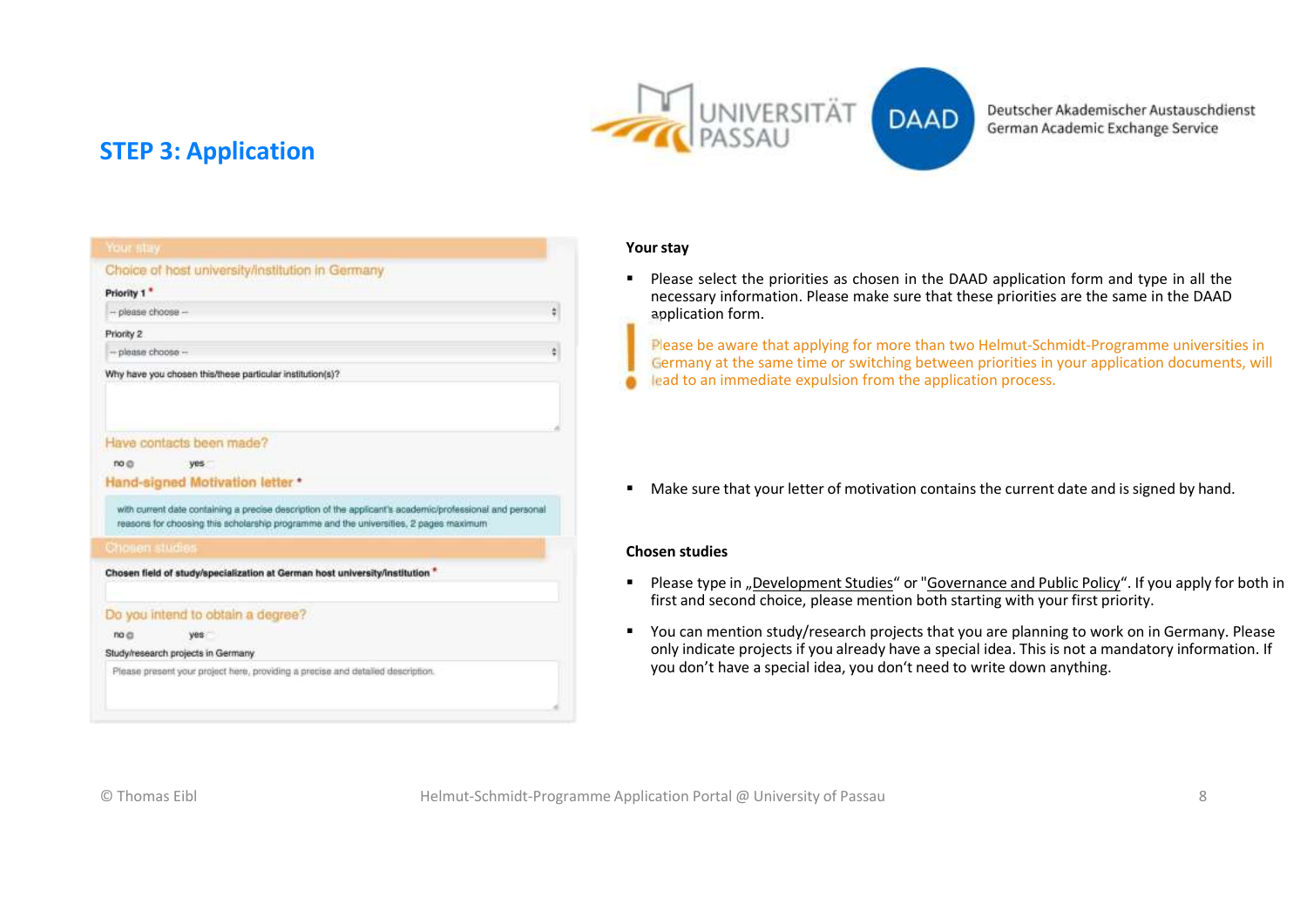## STEP 3: Application

Your stay

Choice of host university/institution in Germany

Priority 1 *

-- please choose --

Priority 2

-- please choose --

Why have you chosen this/these particular institution(s)?

Have contacts been made?

no yes

Hand-signed Motivation letter *

with current date containing a precise description of the applicant's academic/professional and personal reasons for choosing this scholarship programme and the universities, 2 pages maximum

Chosen studies

Chosen field of study/specialization at German host university/institution *

Do you intend to obtain a degree?

no yes

Study/research projects in Germany

Please present your project here, providing a precise and detailed description.

**Your stay**

- Please select the priorities as chosen in the DAAD application form and type in all the necessary information. Please make sure that these priorities are the same in the DAAD application form.

! Please be aware that applying for more than two Helmut-Schmidt-Programme universities in Germany at the same time or switching between priorities in your application documents, will lead to an immediate expulsion from the application process.

- Make sure that your letter of motivation contains the current date and is signed by hand.

**Chosen studies**

- Please type in „Development Studies“ or "Governance and Public Policy“. If you apply for both in first and second choice, please mention both starting with your first priority.
- You can mention study/research projects that you are planning to work on in Germany. Please only indicate projects if you already have a special idea. This is not a mandatory information. If you don't have a special idea, you don't need to write down anything.

© Thomas Eibl

Helmut-Schmidt-Programme Application Portal @ University of Passau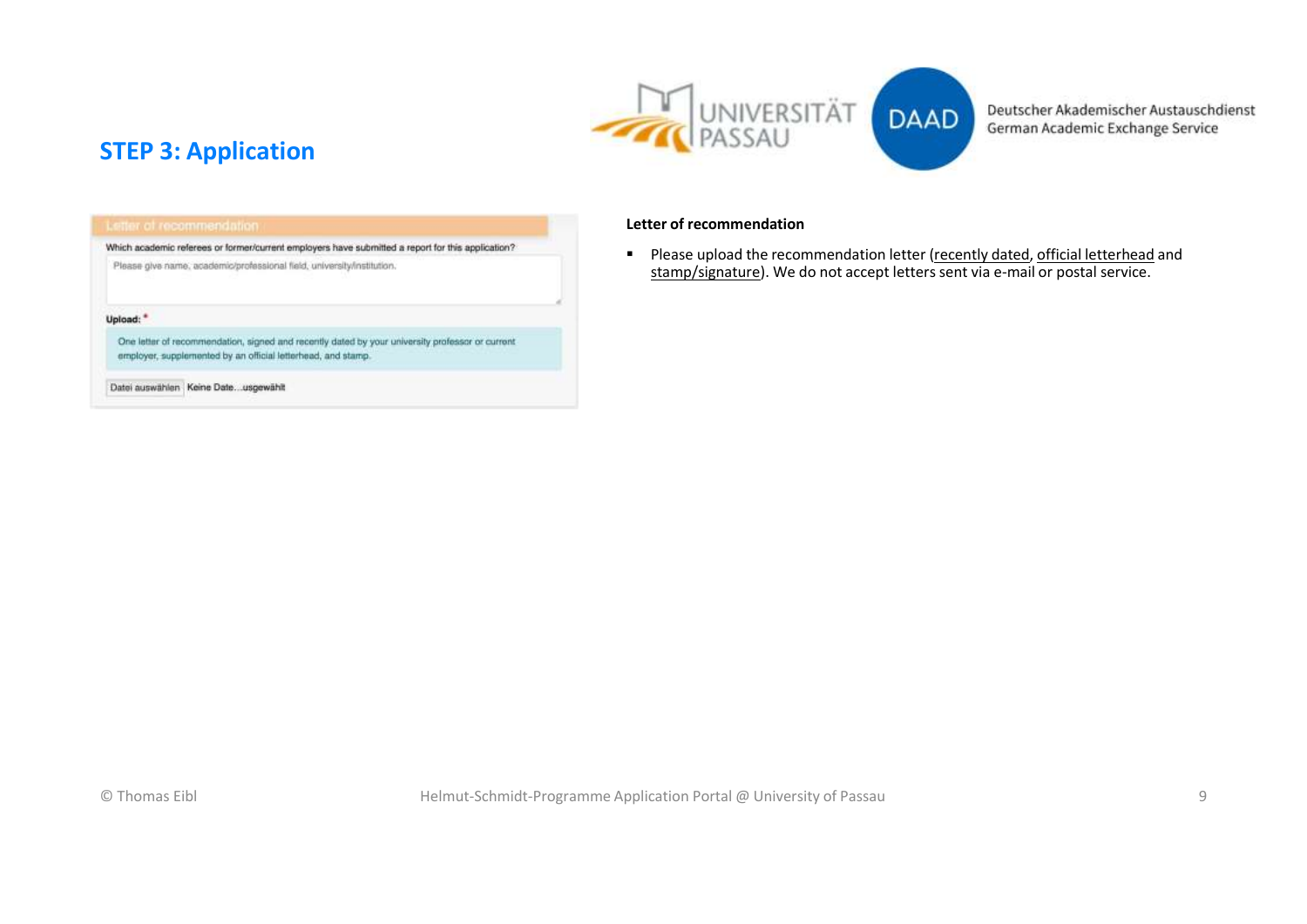## STEP 3: Application

Letter of recommendation

Which academic referees or former/current employers have submitted a report for this application?

Please give name, academic/professional field, university/institution.

Upload: *

One letter of recommendation, signed and recently dated by your university professor or current employer, supplemented by an official letterhead, and stamp.

Datei auswählen Keine Date...usgewählt

**Letter of recommendation**

- Please upload the recommendation letter (recently dated, official letterhead and stamp/signature). We do not accept letters sent via e-mail or postal service.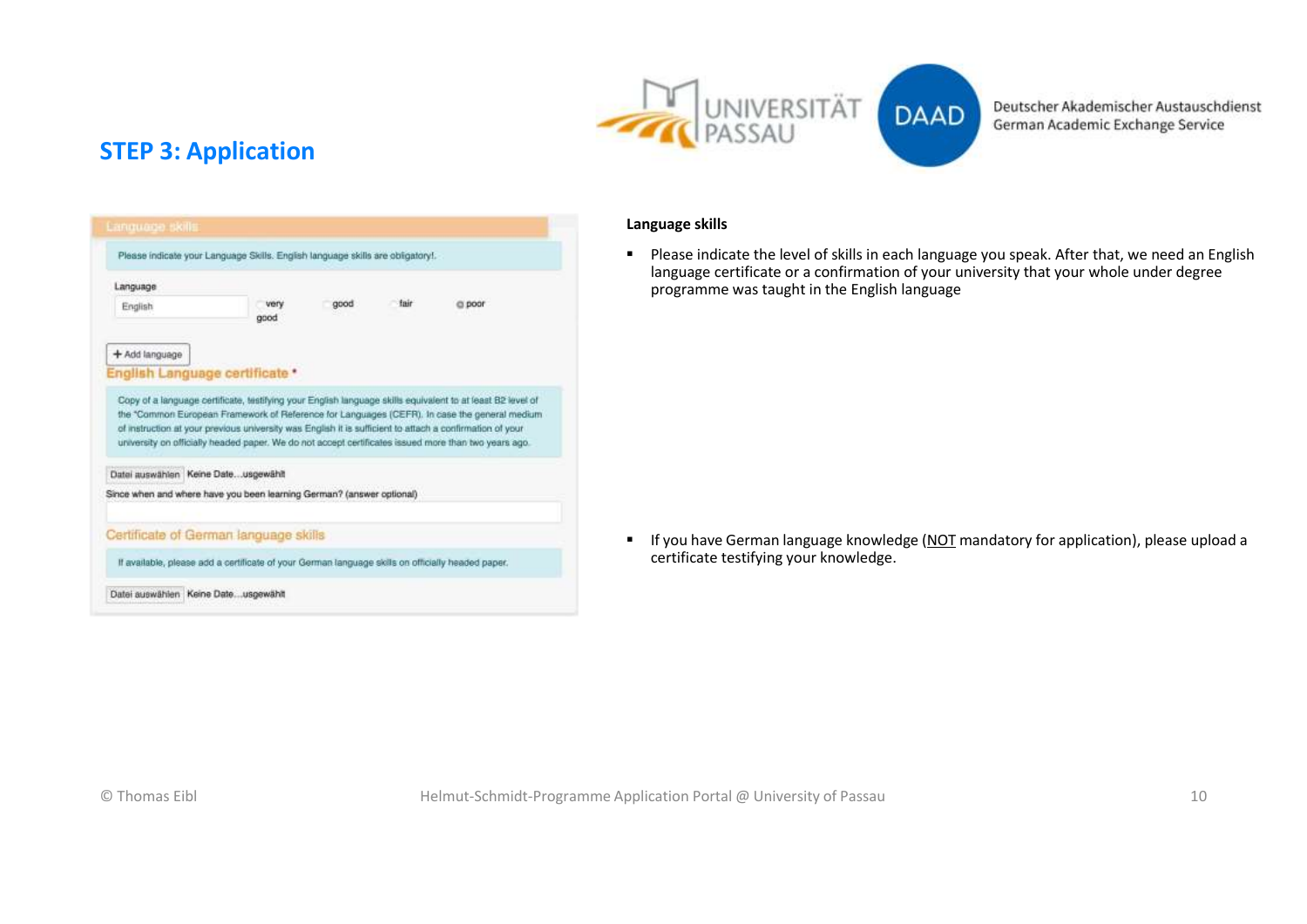## STEP 3: Application

Language skills

Please indicate your Language Skills. English language skills are obligatory!.

Language

English — very good / good / fair / poor

+ Add language

English Language certificate *

Copy of a language certificate, testifying your English language skills equivalent to at least B2 level of the "Common European Framework of Reference for Languages (CEFR). In case the general medium of instruction at your previous university was English it is sufficient to attach a confirmation of your university on officially headed paper. We do not accept certificates issued more than two years ago.

Datei auswählen Keine Date...usgewählt

Since when and where have you been learning German? (answer optional)

Certificate of German language skills

If available, please add a certificate of your German language skills on officially headed paper.

Datei auswählen Keine Date...usgewählt

**Language skills**

- Please indicate the level of skills in each language you speak. After that, we need an English language certificate or a confirmation of your university that your whole under degree programme was taught in the English language

- If you have German language knowledge (<u>NOT</u> mandatory for application), please upload a certificate testifying your knowledge.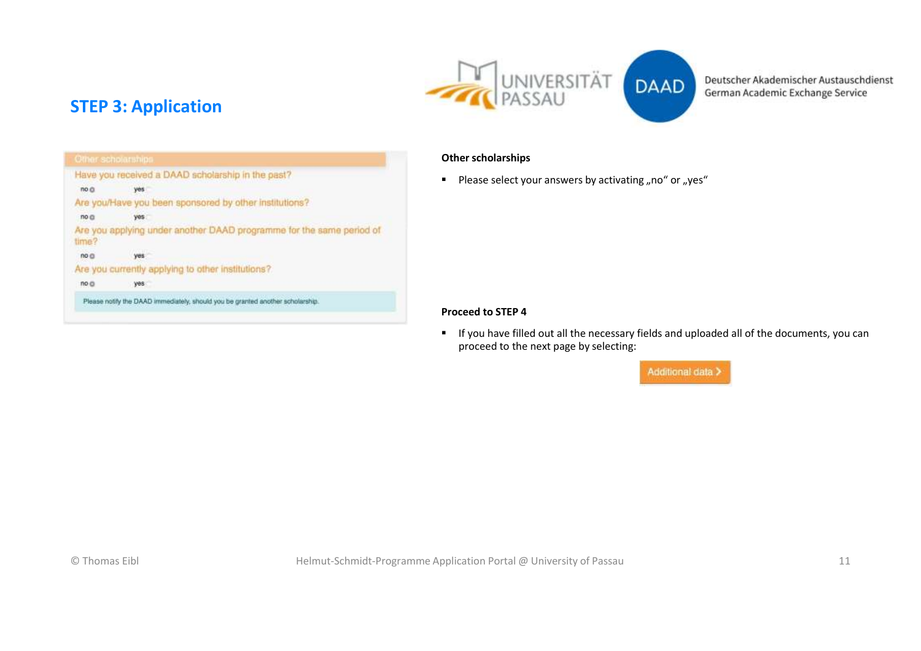## STEP 3: Application

Other scholarships

Have you received a DAAD scholarship in the past?

no ◎ yes ○

Are you/Have you been sponsored by other institutions?

no ◎ yes ○

Are you applying under another DAAD programme for the same period of time?

no ◎ yes ○

Are you currently applying to other institutions?

no ◎ yes ○

Please notify the DAAD immediately, should you be granted another scholarship.

**Other scholarships**

- Please select your answers by activating „no“ or „yes“

**Proceed to STEP 4**

- If you have filled out all the necessary fields and uploaded all of the documents, you can proceed to the next page by selecting:

Additional data >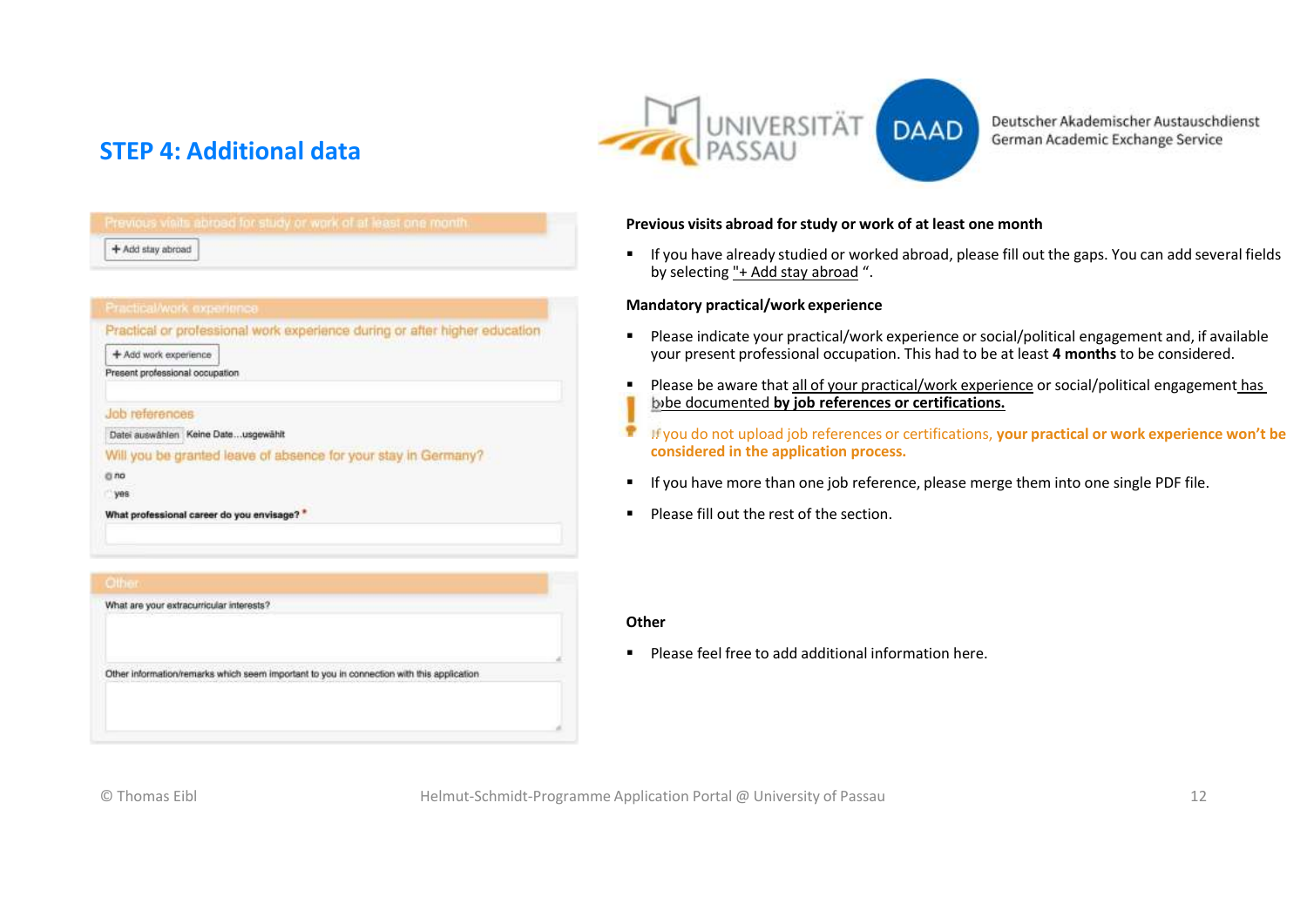# STEP 4: Additional data

Previous visits abroad for study or work of at least one month

+ Add stay abroad

Practical/work experience

Practical or professional work experience during or after higher education

+ Add work experience

Present professional occupation

Job references

Datei auswählen Keine Date...usgewählt

Will you be granted leave of absence for your stay in Germany?

no

yes

What professional career do you envisage? *

Other

What are your extracurricular interests?

Other information/remarks which seem important to you in connection with this application

### Previous visits abroad for study or work of at least one month

- If you have already studied or worked abroad, please fill out the gaps. You can add several fields by selecting "+ Add stay abroad ".

### Mandatory practical/work experience

- Please indicate your practical/work experience or social/political engagement and, if available your present professional occupation. This had to be at least **4 months** to be considered.
- Please be aware that all of your practical/work experience or social/political engagement has to be documented **by job references or certifications.**

If you do not upload job references or certifications, **your practical or work experience won't be considered in the application process.**

- If you have more than one job reference, please merge them into one single PDF file.
- Please fill out the rest of the section.

### Other

- Please feel free to add additional information here.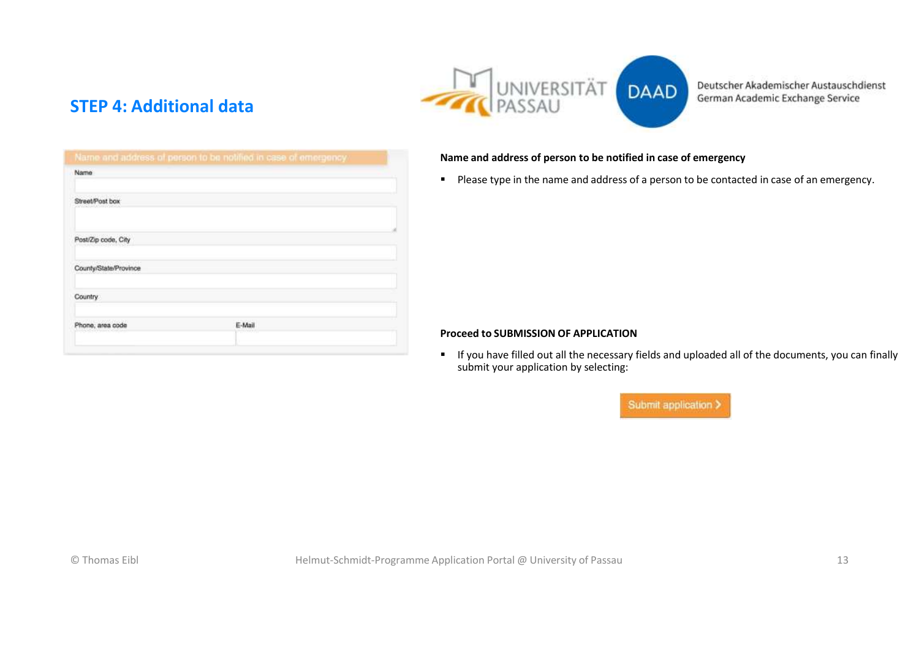## STEP 4: Additional data

Name and address of person to be notified in case of emergency

Name

Street/Post box

Post/Zip code, City

County/State/Province

Country

Phone, area code | E-Mail

**Name and address of person to be notified in case of emergency**

- Please type in the name and address of a person to be contacted in case of an emergency.

**Proceed to SUBMISSION OF APPLICATION**

- If you have filled out all the necessary fields and uploaded all of the documents, you can finally submit your application by selecting:

Submit application >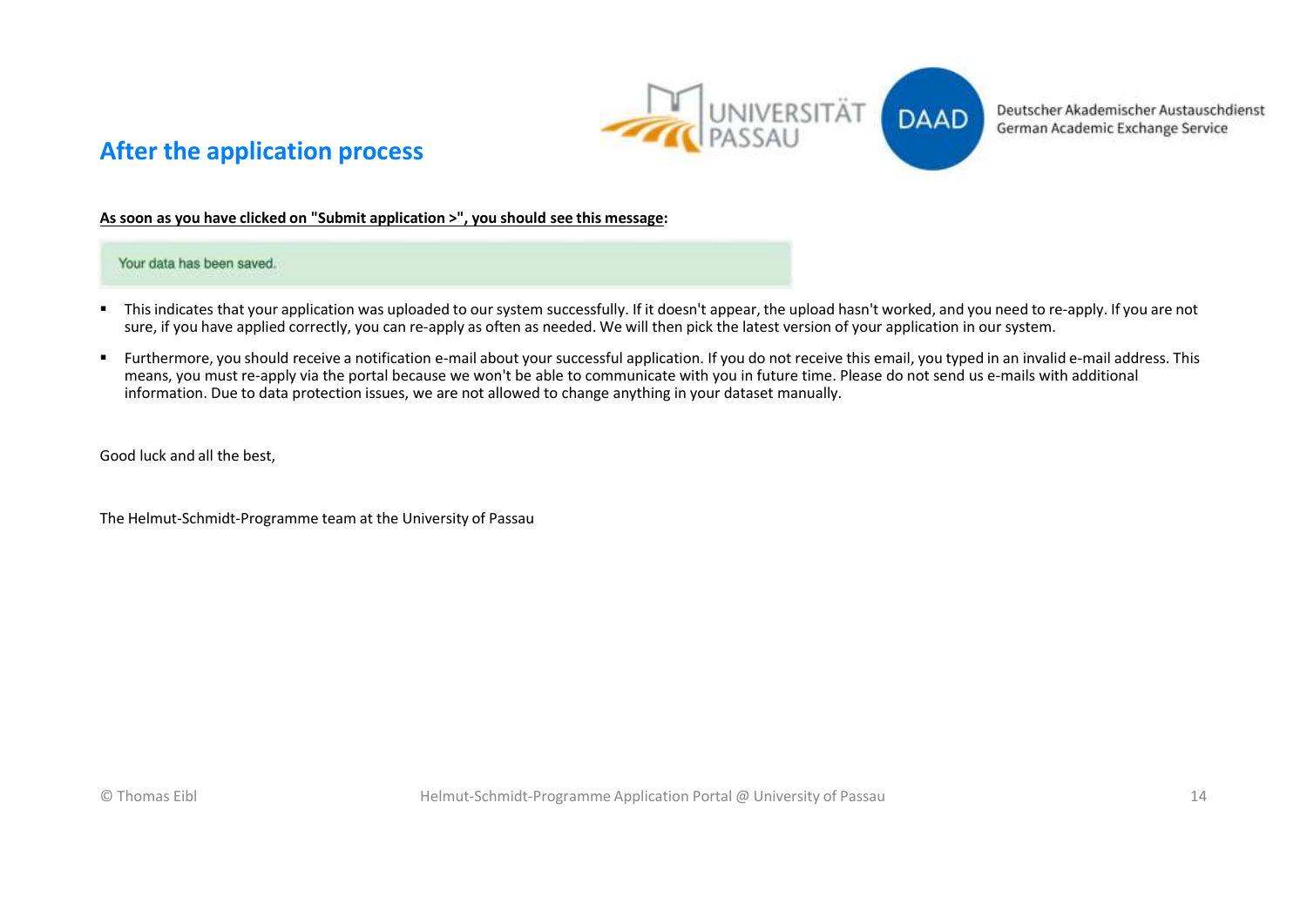## After the application process

**<u>As soon as you have clicked on "Submit application >", you should see this message</u>:**

Your data has been saved.

- This indicates that your application was uploaded to our system successfully. If it doesn't appear, the upload hasn't worked, and you need to re-apply. If you are not sure, if you have applied correctly, you can re-apply as often as needed. We will then pick the latest version of your application in our system.
- Furthermore, you should receive a notification e-mail about your successful application. If you do not receive this email, you typed in an invalid e-mail address. This means, you must re-apply via the portal because we won't be able to communicate with you in future time. Please do not send us e-mails with additional information. Due to data protection issues, we are not allowed to change anything in your dataset manually.

Good luck and all the best,

The Helmut-Schmidt-Programme team at the University of Passau